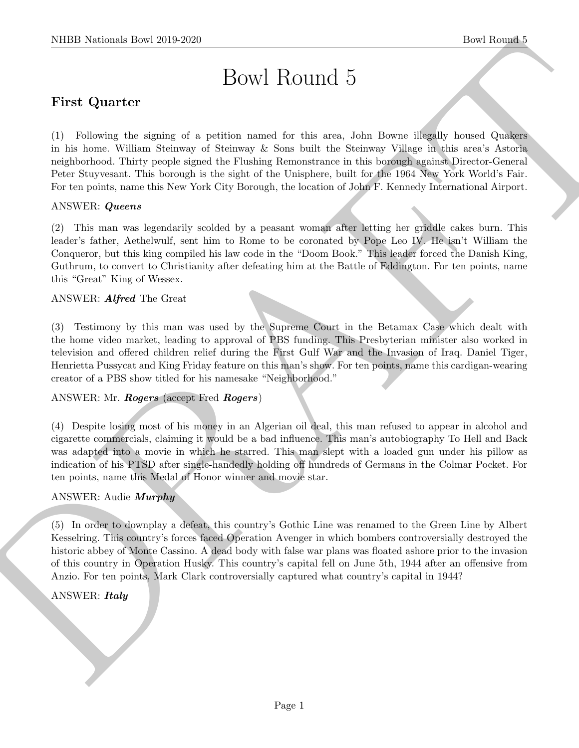# Bowl Round 5

## First Quarter

(1) Following the signing of a petition named for this area, John Bowne illegally housed Quakers in his home. William Steinway of Steinway & Sons built the Steinway Village in this area's Astoria neighborhood. Thirty people signed the Flushing Remonstrance in this borough against Director-General Peter Stuyvesant. This borough is the sight of the Unisphere, built for the 1964 New York World's Fair. For ten points, name this New York City Borough, the location of John F. Kennedy International Airport.

ANSWER: ***Queens***

(2) This man was legendarily scolded by a peasant woman after letting her griddle cakes burn. This leader's father, Aethelwulf, sent him to Rome to be coronated by Pope Leo IV. He isn't William the Conqueror, but this king compiled his law code in the "Doom Book." This leader forced the Danish King, Guthrum, to convert to Christianity after defeating him at the Battle of Eddington. For ten points, name this "Great" King of Wessex.

ANSWER: ***Alfred*** The Great

(3) Testimony by this man was used by the Supreme Court in the Betamax Case which dealt with the home video market, leading to approval of PBS funding. This Presbyterian minister also worked in television and offered children relief during the First Gulf War and the Invasion of Iraq. Daniel Tiger, Henrietta Pussycat and King Friday feature on this man's show. For ten points, name this cardigan-wearing creator of a PBS show titled for his namesake "Neighborhood."

ANSWER: Mr. ***Rogers*** (accept Fred ***Rogers***)

(4) Despite losing most of his money in an Algerian oil deal, this man refused to appear in alcohol and cigarette commercials, claiming it would be a bad influence. This man's autobiography To Hell and Back was adapted into a movie in which he starred. This man slept with a loaded gun under his pillow as indication of his PTSD after single-handedly holding off hundreds of Germans in the Colmar Pocket. For ten points, name this Medal of Honor winner and movie star.

ANSWER: Audie ***Murphy***

(5) In order to downplay a defeat, this country's Gothic Line was renamed to the Green Line by Albert Kesselring. This country's forces faced Operation Avenger in which bombers controversially destroyed the historic abbey of Monte Cassino. A dead body with false war plans was floated ashore prior to the invasion of this country in Operation Husky. This country's capital fell on June 5th, 1944 after an offensive from Anzio. For ten points, Mark Clark controversially captured what country's capital in 1944?

ANSWER: ***Italy***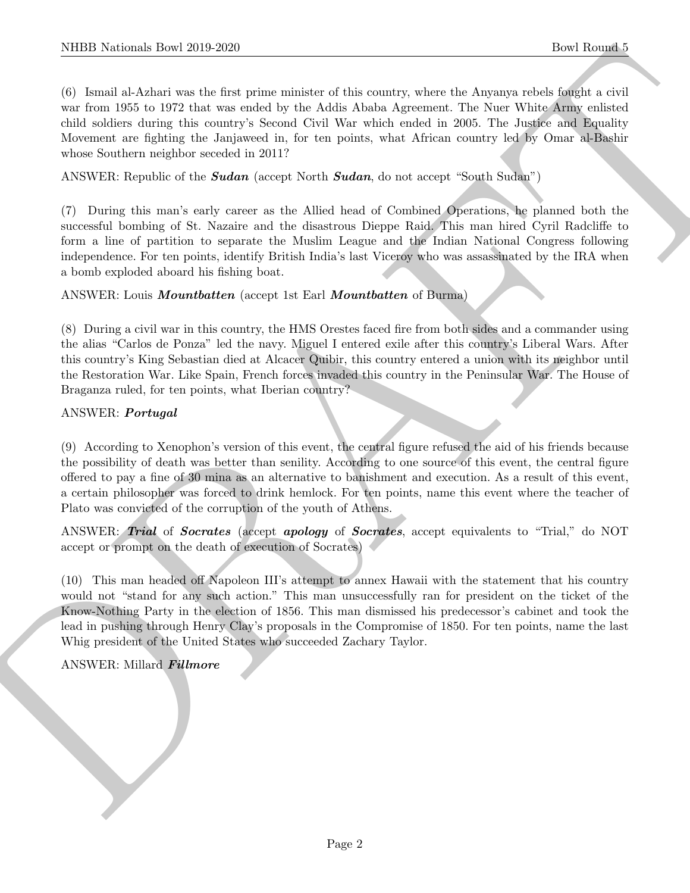(6) Ismail al-Azhari was the first prime minister of this country, where the Anyanya rebels fought a civil war from 1955 to 1972 that was ended by the Addis Ababa Agreement. The Nuer White Army enlisted child soldiers during this country's Second Civil War which ended in 2005. The Justice and Equality Movement are fighting the Janjaweed in, for ten points, what African country led by Omar al-Bashir whose Southern neighbor seceded in 2011?

ANSWER: Republic of the ***Sudan*** (accept North ***Sudan***, do not accept "South Sudan")

(7) During this man's early career as the Allied head of Combined Operations, he planned both the successful bombing of St. Nazaire and the disastrous Dieppe Raid. This man hired Cyril Radcliffe to form a line of partition to separate the Muslim League and the Indian National Congress following independence. For ten points, identify British India's last Viceroy who was assassinated by the IRA when a bomb exploded aboard his fishing boat.

ANSWER: Louis ***Mountbatten*** (accept 1st Earl ***Mountbatten*** of Burma)

(8) During a civil war in this country, the HMS Orestes faced fire from both sides and a commander using the alias "Carlos de Ponza" led the navy. Miguel I entered exile after this country's Liberal Wars. After this country's King Sebastian died at Alcacer Quibir, this country entered a union with its neighbor until the Restoration War. Like Spain, French forces invaded this country in the Peninsular War. The House of Braganza ruled, for ten points, what Iberian country?

ANSWER: ***Portugal***

(9) According to Xenophon's version of this event, the central figure refused the aid of his friends because the possibility of death was better than senility. According to one source of this event, the central figure offered to pay a fine of 30 mina as an alternative to banishment and execution. As a result of this event, a certain philosopher was forced to drink hemlock. For ten points, name this event where the teacher of Plato was convicted of the corruption of the youth of Athens.

ANSWER: ***Trial*** of ***Socrates*** (accept ***apology*** of ***Socrates***, accept equivalents to "Trial," do NOT accept or prompt on the death of execution of Socrates)

(10) This man headed off Napoleon III's attempt to annex Hawaii with the statement that his country would not "stand for any such action." This man unsuccessfully ran for president on the ticket of the Know-Nothing Party in the election of 1856. This man dismissed his predecessor's cabinet and took the lead in pushing through Henry Clay's proposals in the Compromise of 1850. For ten points, name the last Whig president of the United States who succeeded Zachary Taylor.

ANSWER: Millard ***Fillmore***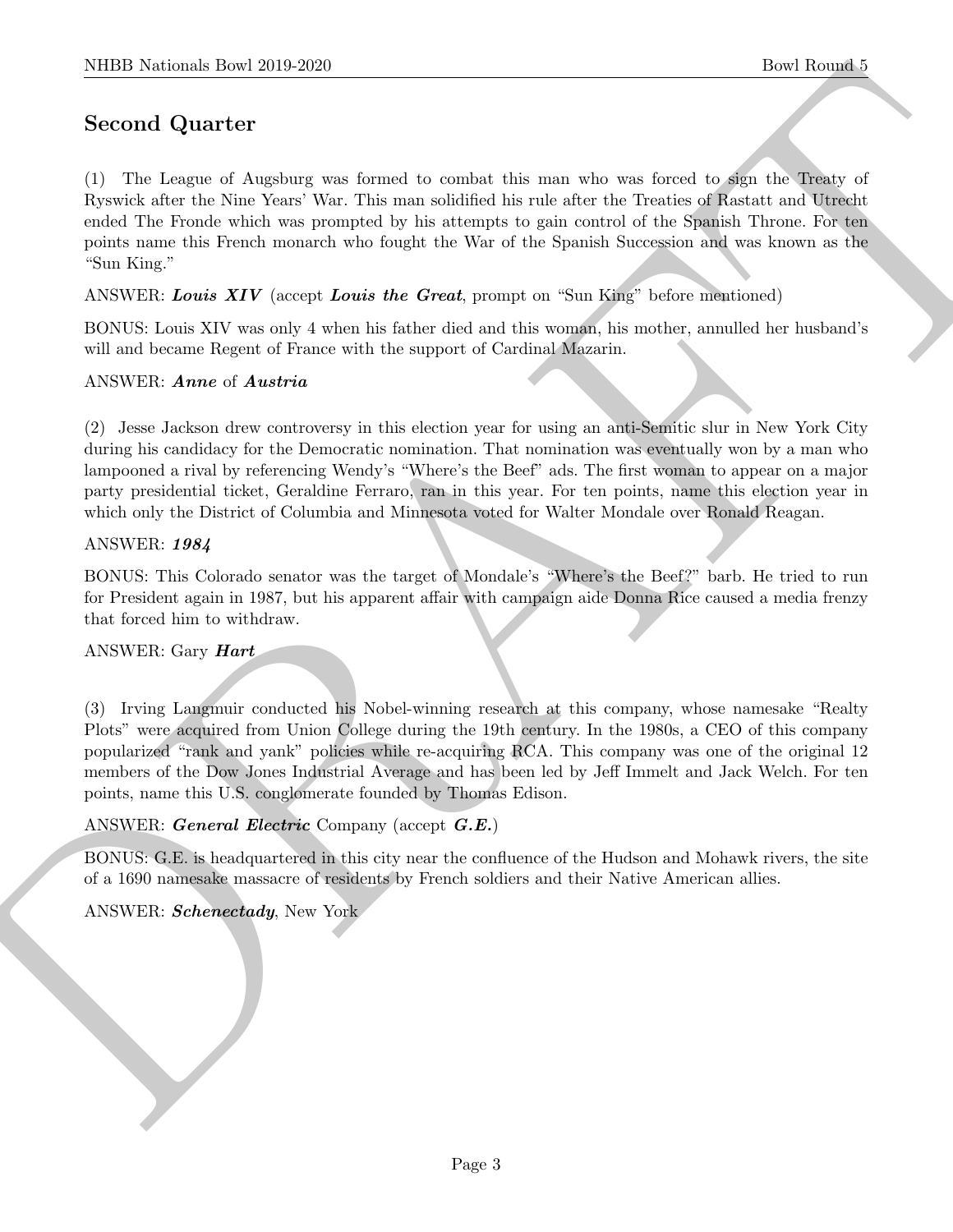## Second Quarter

(1) The League of Augsburg was formed to combat this man who was forced to sign the Treaty of Ryswick after the Nine Years' War. This man solidified his rule after the Treaties of Rastatt and Utrecht ended The Fronde which was prompted by his attempts to gain control of the Spanish Throne. For ten points name this French monarch who fought the War of the Spanish Succession and was known as the "Sun King."

ANSWER: ***Louis XIV*** (accept ***Louis the Great***, prompt on "Sun King" before mentioned)

BONUS: Louis XIV was only 4 when his father died and this woman, his mother, annulled her husband's will and became Regent of France with the support of Cardinal Mazarin.

ANSWER: ***Anne*** of ***Austria***

(2) Jesse Jackson drew controversy in this election year for using an anti-Semitic slur in New York City during his candidacy for the Democratic nomination. That nomination was eventually won by a man who lampooned a rival by referencing Wendy's "Where's the Beef" ads. The first woman to appear on a major party presidential ticket, Geraldine Ferraro, ran in this year. For ten points, name this election year in which only the District of Columbia and Minnesota voted for Walter Mondale over Ronald Reagan.

ANSWER: ***1984***

BONUS: This Colorado senator was the target of Mondale's "Where's the Beef?" barb. He tried to run for President again in 1987, but his apparent affair with campaign aide Donna Rice caused a media frenzy that forced him to withdraw.

ANSWER: Gary ***Hart***

(3) Irving Langmuir conducted his Nobel-winning research at this company, whose namesake "Realty Plots" were acquired from Union College during the 19th century. In the 1980s, a CEO of this company popularized "rank and yank" policies while re-acquiring RCA. This company was one of the original 12 members of the Dow Jones Industrial Average and has been led by Jeff Immelt and Jack Welch. For ten points, name this U.S. conglomerate founded by Thomas Edison.

ANSWER: ***General Electric*** Company (accept ***G.E.***)

BONUS: G.E. is headquartered in this city near the confluence of the Hudson and Mohawk rivers, the site of a 1690 namesake massacre of residents by French soldiers and their Native American allies.

ANSWER: ***Schenectady***, New York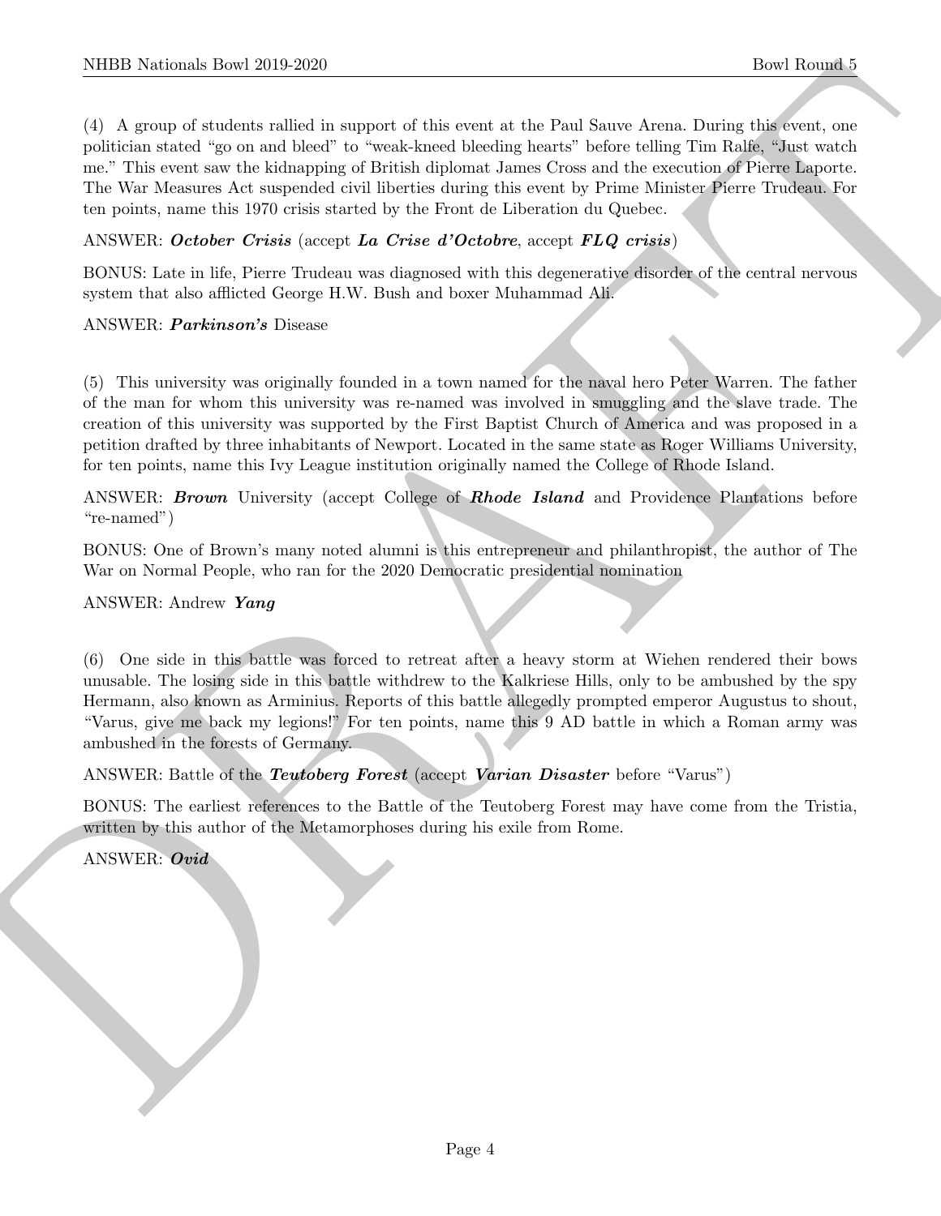(4) A group of students rallied in support of this event at the Paul Sauve Arena. During this event, one politician stated "go on and bleed" to "weak-kneed bleeding hearts" before telling Tim Ralfe, "Just watch me." This event saw the kidnapping of British diplomat James Cross and the execution of Pierre Laporte. The War Measures Act suspended civil liberties during this event by Prime Minister Pierre Trudeau. For ten points, name this 1970 crisis started by the Front de Liberation du Quebec.

ANSWER: ***October Crisis*** (accept ***La Crise d'Octobre***, accept ***FLQ crisis***)

BONUS: Late in life, Pierre Trudeau was diagnosed with this degenerative disorder of the central nervous system that also afflicted George H.W. Bush and boxer Muhammad Ali.

ANSWER: ***Parkinson's*** Disease

(5) This university was originally founded in a town named for the naval hero Peter Warren. The father of the man for whom this university was re-named was involved in smuggling and the slave trade. The creation of this university was supported by the First Baptist Church of America and was proposed in a petition drafted by three inhabitants of Newport. Located in the same state as Roger Williams University, for ten points, name this Ivy League institution originally named the College of Rhode Island.

ANSWER: ***Brown*** University (accept College of ***Rhode Island*** and Providence Plantations before "re-named")

BONUS: One of Brown's many noted alumni is this entrepreneur and philanthropist, the author of The War on Normal People, who ran for the 2020 Democratic presidential nomination

ANSWER: Andrew ***Yang***

(6) One side in this battle was forced to retreat after a heavy storm at Wiehen rendered their bows unusable. The losing side in this battle withdrew to the Kalkriese Hills, only to be ambushed by the spy Hermann, also known as Arminius. Reports of this battle allegedly prompted emperor Augustus to shout, "Varus, give me back my legions!" For ten points, name this 9 AD battle in which a Roman army was ambushed in the forests of Germany.

ANSWER: Battle of the ***Teutoberg Forest*** (accept ***Varian Disaster*** before "Varus")

BONUS: The earliest references to the Battle of the Teutoberg Forest may have come from the Tristia, written by this author of the Metamorphoses during his exile from Rome.

ANSWER: ***Ovid***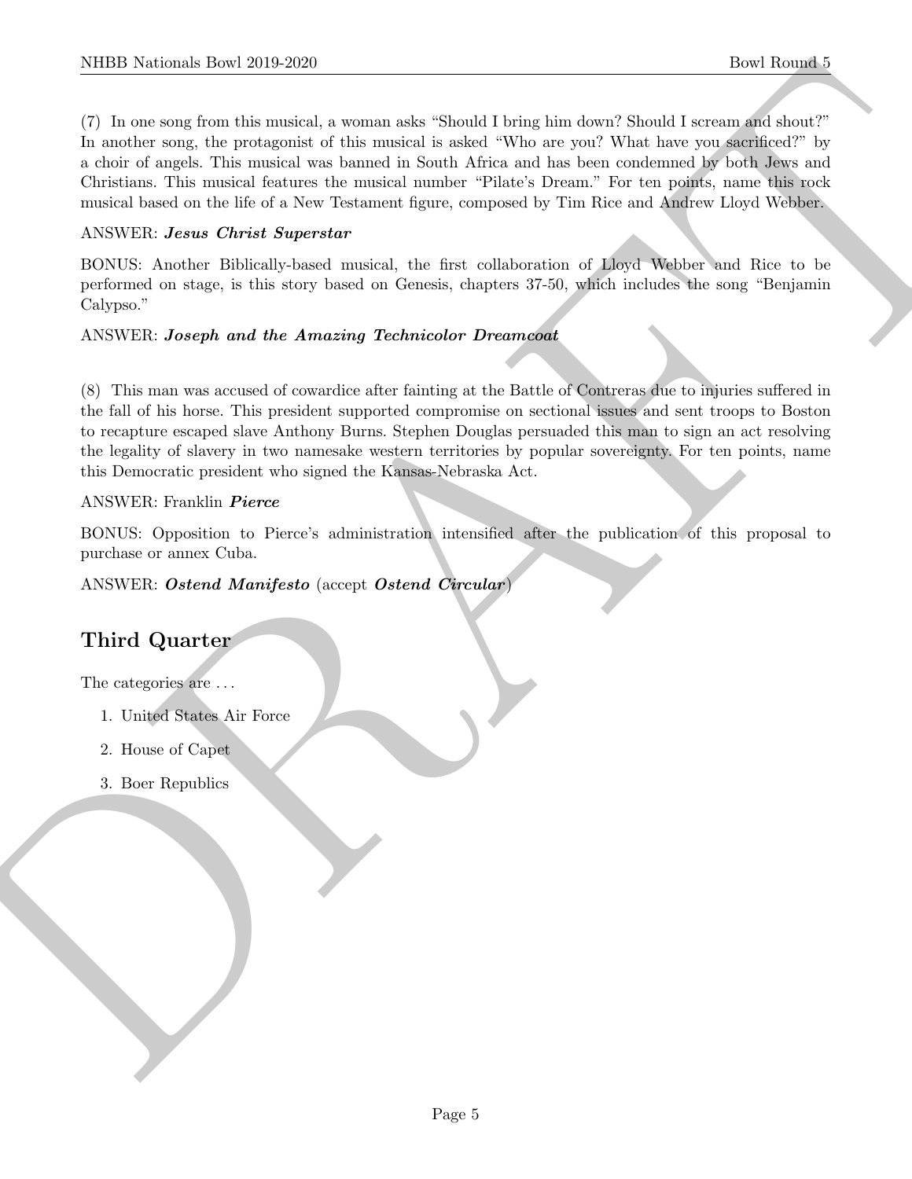(7) In one song from this musical, a woman asks "Should I bring him down? Should I scream and shout?" In another song, the protagonist of this musical is asked "Who are you? What have you sacrificed?" by a choir of angels. This musical was banned in South Africa and has been condemned by both Jews and Christians. This musical features the musical number "Pilate's Dream." For ten points, name this rock musical based on the life of a New Testament figure, composed by Tim Rice and Andrew Lloyd Webber.

ANSWER: ***Jesus Christ Superstar***

BONUS: Another Biblically-based musical, the first collaboration of Lloyd Webber and Rice to be performed on stage, is this story based on Genesis, chapters 37-50, which includes the song "Benjamin Calypso."

ANSWER: ***Joseph and the Amazing Technicolor Dreamcoat***

(8) This man was accused of cowardice after fainting at the Battle of Contreras due to injuries suffered in the fall of his horse. This president supported compromise on sectional issues and sent troops to Boston to recapture escaped slave Anthony Burns. Stephen Douglas persuaded this man to sign an act resolving the legality of slavery in two namesake western territories by popular sovereignty. For ten points, name this Democratic president who signed the Kansas-Nebraska Act.

ANSWER: Franklin ***Pierce***

BONUS: Opposition to Pierce's administration intensified after the publication of this proposal to purchase or annex Cuba.

ANSWER: ***Ostend Manifesto*** (accept ***Ostend Circular***)

## Third Quarter

The categories are ...

1. United States Air Force
2. House of Capet
3. Boer Republics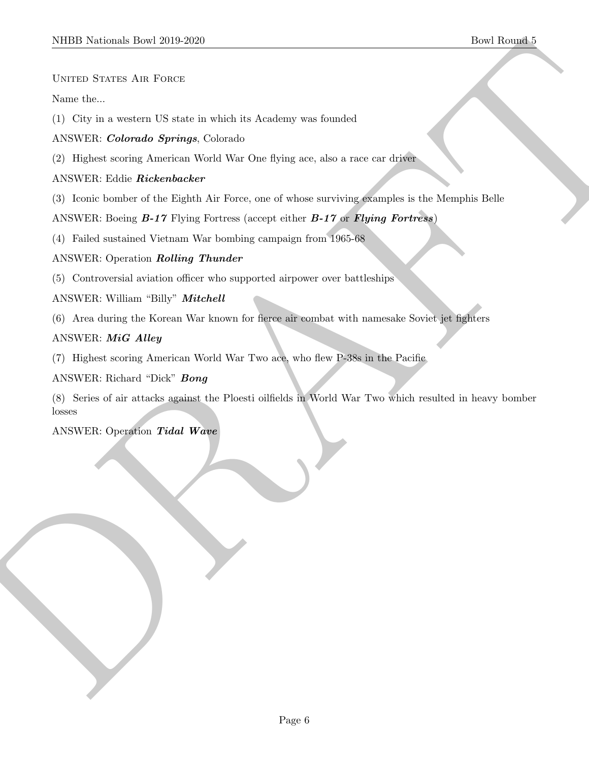United States Air Force

Name the...

(1) City in a western US state in which its Academy was founded

ANSWER: ***Colorado Springs***, Colorado

(2) Highest scoring American World War One flying ace, also a race car driver

ANSWER: Eddie ***Rickenbacker***

(3) Iconic bomber of the Eighth Air Force, one of whose surviving examples is the Memphis Belle

ANSWER: Boeing ***B-17*** Flying Fortress (accept either ***B-17*** or ***Flying Fortress***)

(4) Failed sustained Vietnam War bombing campaign from 1965-68

ANSWER: Operation ***Rolling Thunder***

(5) Controversial aviation officer who supported airpower over battleships

ANSWER: William "Billy" ***Mitchell***

(6) Area during the Korean War known for fierce air combat with namesake Soviet jet fighters

ANSWER: ***MiG Alley***

(7) Highest scoring American World War Two ace, who flew P-38s in the Pacific

ANSWER: Richard "Dick" ***Bong***

(8) Series of air attacks against the Ploesti oilfields in World War Two which resulted in heavy bomber losses

ANSWER: Operation ***Tidal Wave***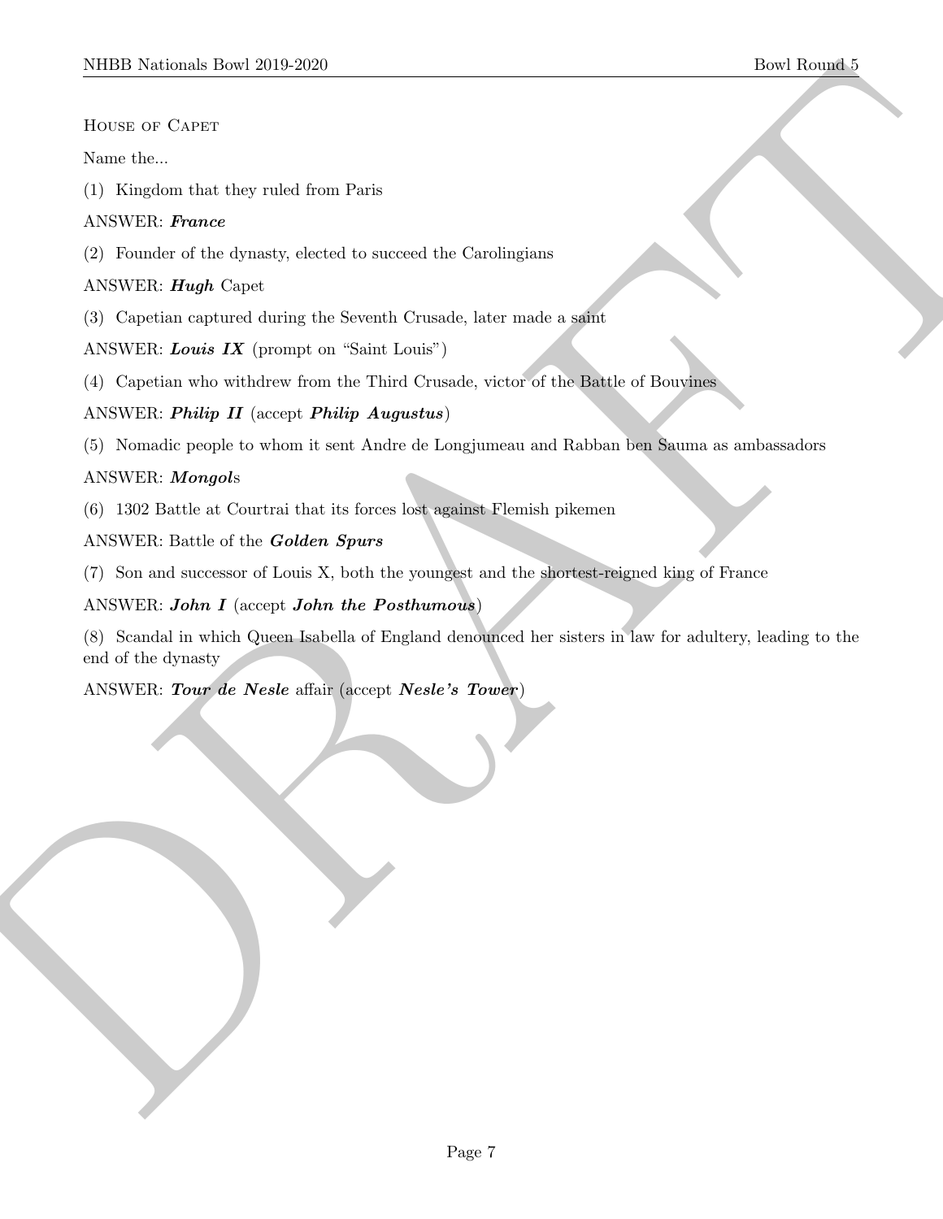House of Capet

Name the...

(1) Kingdom that they ruled from Paris

ANSWER: ***France***

(2) Founder of the dynasty, elected to succeed the Carolingians

ANSWER: ***Hugh*** Capet

(3) Capetian captured during the Seventh Crusade, later made a saint

ANSWER: ***Louis IX*** (prompt on "Saint Louis")

(4) Capetian who withdrew from the Third Crusade, victor of the Battle of Bouvines

ANSWER: ***Philip II*** (accept ***Philip Augustus***)

(5) Nomadic people to whom it sent Andre de Longjumeau and Rabban ben Sauma as ambassadors

ANSWER: ***Mongol***s

(6) 1302 Battle at Courtrai that its forces lost against Flemish pikemen

ANSWER: Battle of the ***Golden Spurs***

(7) Son and successor of Louis X, both the youngest and the shortest-reigned king of France

ANSWER: ***John I*** (accept ***John the Posthumous***)

(8) Scandal in which Queen Isabella of England denounced her sisters in law for adultery, leading to the end of the dynasty

ANSWER: ***Tour de Nesle*** affair (accept ***Nesle's Tower***)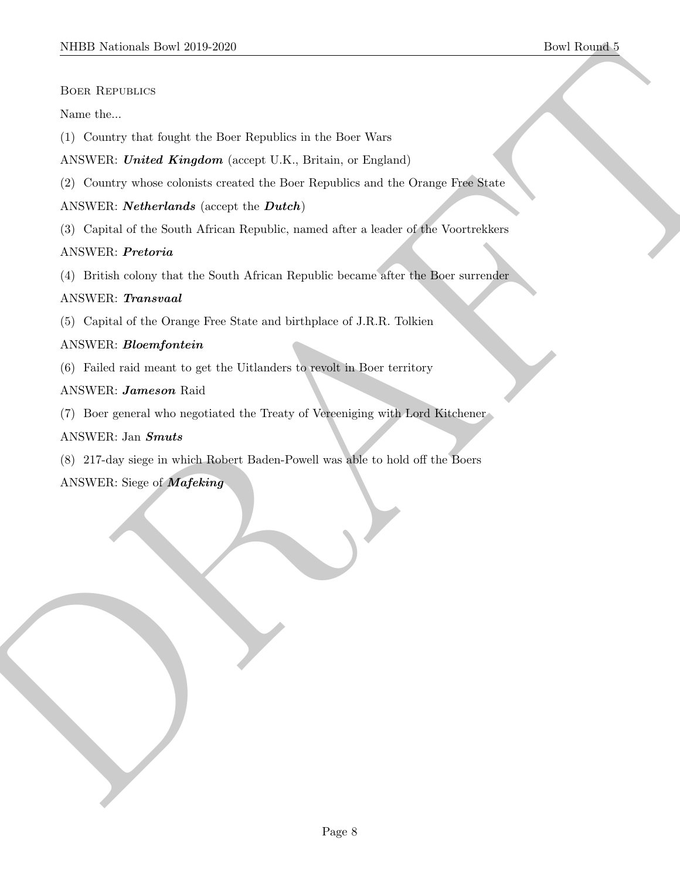Boer Republics

Name the...

(1) Country that fought the Boer Republics in the Boer Wars

ANSWER: ***United Kingdom*** (accept U.K., Britain, or England)

(2) Country whose colonists created the Boer Republics and the Orange Free State

ANSWER: ***Netherlands*** (accept the ***Dutch***)

(3) Capital of the South African Republic, named after a leader of the Voortrekkers

ANSWER: ***Pretoria***

(4) British colony that the South African Republic became after the Boer surrender

ANSWER: ***Transvaal***

(5) Capital of the Orange Free State and birthplace of J.R.R. Tolkien

ANSWER: ***Bloemfontein***

(6) Failed raid meant to get the Uitlanders to revolt in Boer territory

ANSWER: ***Jameson*** Raid

(7) Boer general who negotiated the Treaty of Vereeniging with Lord Kitchener

ANSWER: Jan ***Smuts***

(8) 217-day siege in which Robert Baden-Powell was able to hold off the Boers

ANSWER: Siege of ***Mafeking***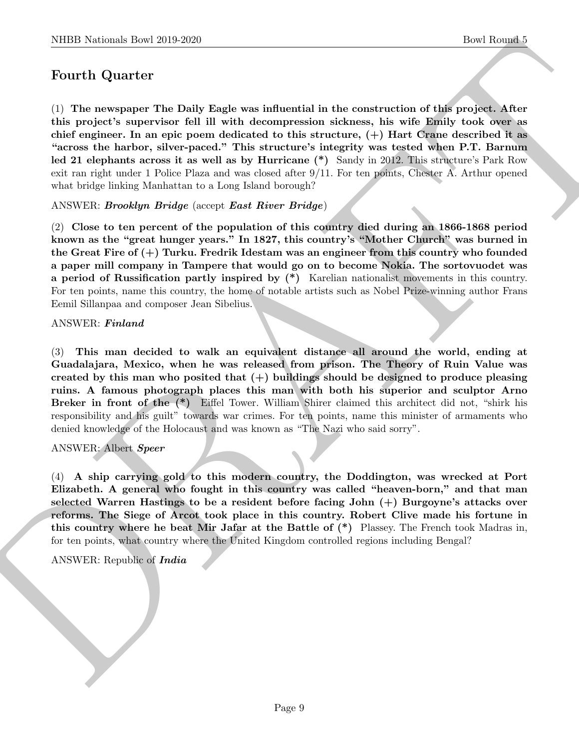## Fourth Quarter

(1) **The newspaper The Daily Eagle was influential in the construction of this project. After this project's supervisor fell ill with decompression sickness, his wife Emily took over as chief engineer. In an epic poem dedicated to this structure, (+) Hart Crane described it as "across the harbor, silver-paced." This structure's integrity was tested when P.T. Barnum led 21 elephants across it as well as by Hurricane (*)** Sandy in 2012. This structure's Park Row exit ran right under 1 Police Plaza and was closed after 9/11. For ten points, Chester A. Arthur opened what bridge linking Manhattan to a Long Island borough?

ANSWER: ***Brooklyn Bridge*** (accept ***East River Bridge***)

(2) **Close to ten percent of the population of this country died during an 1866-1868 period known as the "great hunger years." In 1827, this country's "Mother Church" was burned in the Great Fire of (+) Turku. Fredrik Idestam was an engineer from this country who founded a paper mill company in Tampere that would go on to become Nokia. The sortovuodet was a period of Russification partly inspired by (*)** Karelian nationalist movements in this country. For ten points, name this country, the home of notable artists such as Nobel Prize-winning author Frans Eemil Sillanpaa and composer Jean Sibelius.

ANSWER: ***Finland***

(3) **This man decided to walk an equivalent distance all around the world, ending at Guadalajara, Mexico, when he was released from prison. The Theory of Ruin Value was created by this man who posited that (+) buildings should be designed to produce pleasing ruins. A famous photograph places this man with both his superior and sculptor Arno Breker in front of the (*)** Eiffel Tower. William Shirer claimed this architect did not, "shirk his responsibility and his guilt" towards war crimes. For ten points, name this minister of armaments who denied knowledge of the Holocaust and was known as "The Nazi who said sorry".

ANSWER: Albert ***Speer***

(4) **A ship carrying gold to this modern country, the Doddington, was wrecked at Port Elizabeth. A general who fought in this country was called "heaven-born," and that man selected Warren Hastings to be a resident before facing John (+) Burgoyne's attacks over reforms. The Siege of Arcot took place in this country. Robert Clive made his fortune in this country where he beat Mir Jafar at the Battle of (*)** Plassey. The French took Madras in, for ten points, what country where the United Kingdom controlled regions including Bengal?

ANSWER: Republic of ***India***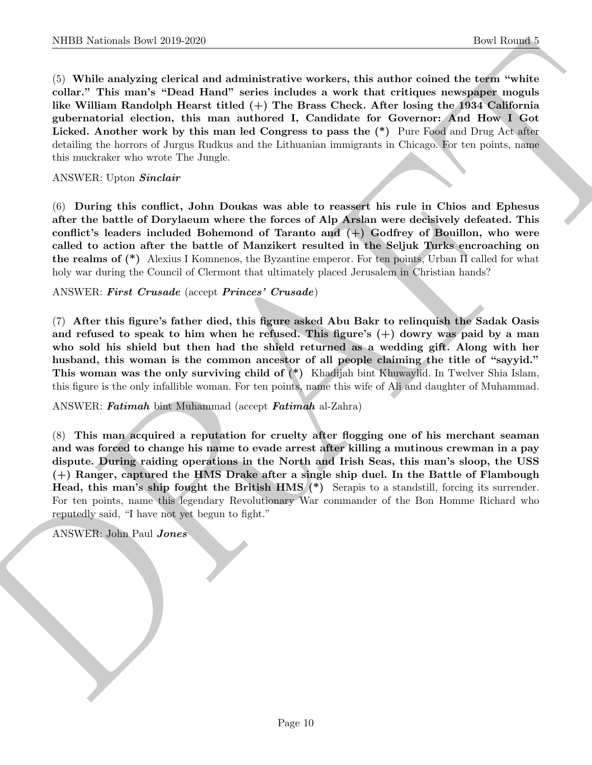(5) **While analyzing clerical and administrative workers, this author coined the term "white collar." This man's "Dead Hand" series includes a work that critiques newspaper moguls like William Randolph Hearst titled (+) The Brass Check. After losing the 1934 California gubernatorial election, this man authored I, Candidate for Governor: And How I Got Licked. Another work by this man led Congress to pass the (*)** Pure Food and Drug Act after detailing the horrors of Jurgus Rudkus and the Lithuanian immigrants in Chicago. For ten points, name this muckraker who wrote The Jungle.

ANSWER: Upton ***Sinclair***

(6) **During this conflict, John Doukas was able to reassert his rule in Chios and Ephesus after the battle of Dorylaeum where the forces of Alp Arslan were decisively defeated. This conflict's leaders included Bohemond of Taranto and (+) Godfrey of Bouillon, who were called to action after the battle of Manzikert resulted in the Seljuk Turks encroaching on the realms of (*)** Alexius I Komnenos, the Byzantine emperor. For ten points, Urban II called for what holy war during the Council of Clermont that ultimately placed Jerusalem in Christian hands?

ANSWER: ***First Crusade*** (accept ***Princes' Crusade***)

(7) **After this figure's father died, this figure asked Abu Bakr to relinquish the Sadak Oasis and refused to speak to him when he refused. This figure's (+) dowry was paid by a man who sold his shield but then had the shield returned as a wedding gift. Along with her husband, this woman is the common ancestor of all people claiming the title of "sayyid." This woman was the only surviving child of (*)** Khadijah bint Khuwaylid. In Twelver Shia Islam, this figure is the only infallible woman. For ten points, name this wife of Ali and daughter of Muhammad.

ANSWER: ***Fatimah*** bint Muhammad (accept ***Fatimah*** al-Zahra)

(8) **This man acquired a reputation for cruelty after flogging one of his merchant seaman and was forced to change his name to evade arrest after killing a mutinous crewman in a pay dispute. During raiding operations in the North and Irish Seas, this man's sloop, the USS (+) Ranger, captured the HMS Drake after a single ship duel. In the Battle of Flambough Head, this man's ship fought the British HMS (*)** Serapis to a standstill, forcing its surrender. For ten points, name this legendary Revolutionary War commander of the Bon Homme Richard who reputedly said, "I have not yet begun to fight."

ANSWER: John Paul ***Jones***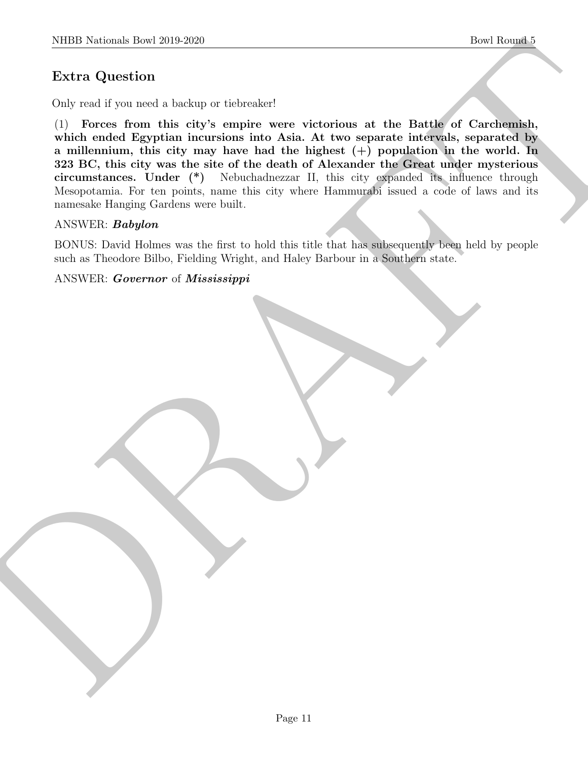## Extra Question

Only read if you need a backup or tiebreaker!

(1) **Forces from this city's empire were victorious at the Battle of Carchemish, which ended Egyptian incursions into Asia. At two separate intervals, separated by a millennium, this city may have had the highest (+) population in the world. In 323 BC, this city was the site of the death of Alexander the Great under mysterious circumstances. Under (*)** Nebuchadnezzar II, this city expanded its influence through Mesopotamia. For ten points, name this city where Hammurabi issued a code of laws and its namesake Hanging Gardens were built.

ANSWER: ***Babylon***

BONUS: David Holmes was the first to hold this title that has subsequently been held by people such as Theodore Bilbo, Fielding Wright, and Haley Barbour in a Southern state.

ANSWER: ***Governor*** of ***Mississippi***